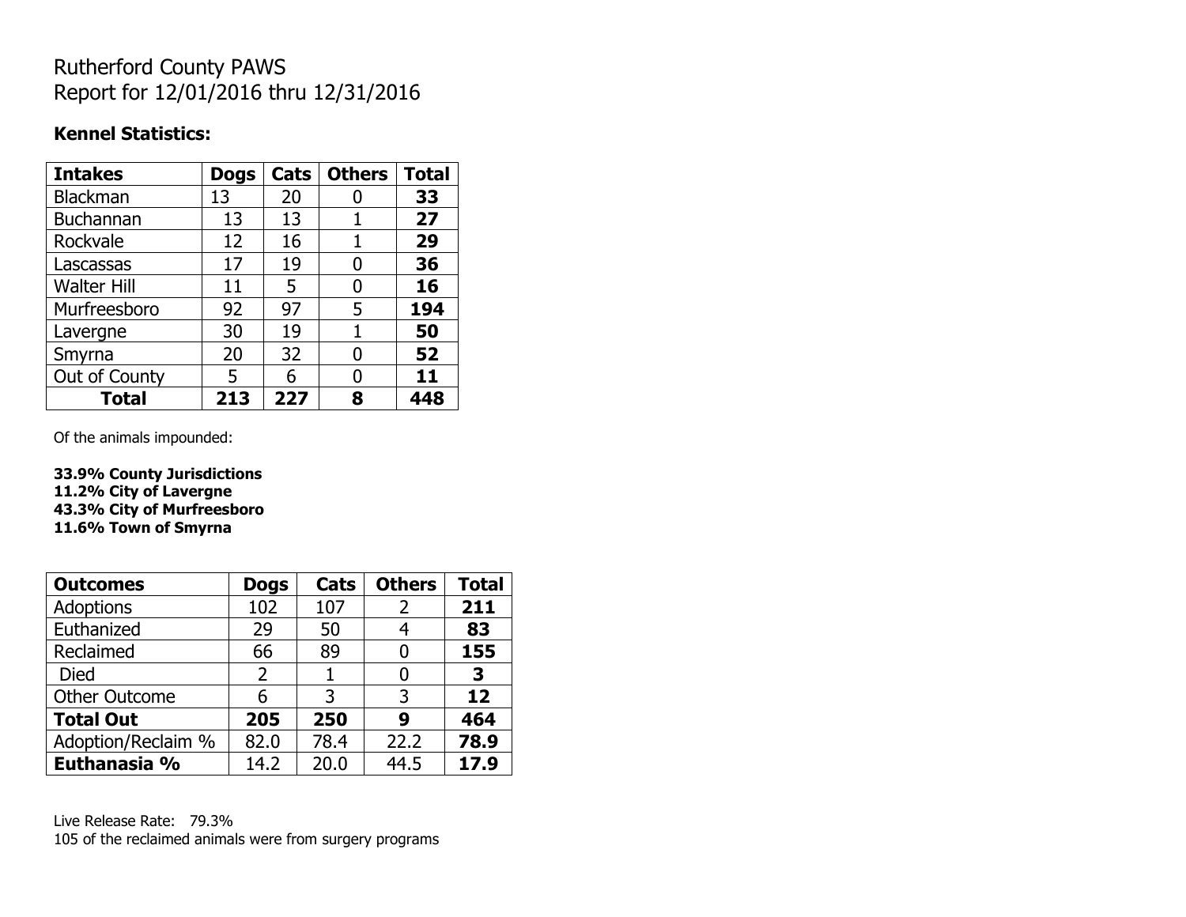# Rutherford County PAWS
# Report for 12/01/2016 thru 12/31/2016

**Kennel Statistics:**

| Intakes | Dogs | Cats | Others | Total |
|---|---|---|---|---|
| Blackman | 13 | 20 | 0 | **33** |
| Buchannan | 13 | 13 | 1 | **27** |
| Rockvale | 12 | 16 | 1 | **29** |
| Lascassas | 17 | 19 | 0 | **36** |
| Walter Hill | 11 | 5 | 0 | **16** |
| Murfreesboro | 92 | 97 | 5 | **194** |
| Lavergne | 30 | 19 | 1 | **50** |
| Smyrna | 20 | 32 | 0 | **52** |
| Out of County | 5 | 6 | 0 | **11** |
| **Total** | **213** | **227** | **8** | **448** |

Of the animals impounded:

**33.9% County Jurisdictions**
**11.2% City of Lavergne**
**43.3% City of Murfreesboro**
**11.6% Town of Smyrna**

| Outcomes | Dogs | Cats | Others | Total |
|---|---|---|---|---|
| Adoptions | 102 | 107 | 2 | **211** |
| Euthanized | 29 | 50 | 4 | **83** |
| Reclaimed | 66 | 89 | 0 | **155** |
| Died | 2 | 1 | 0 | **3** |
| Other Outcome | 6 | 3 | 3 | **12** |
| **Total Out** | **205** | **250** | **9** | **464** |
| Adoption/Reclaim % | 82.0 | 78.4 | 22.2 | **78.9** |
| **Euthanasia %** | 14.2 | 20.0 | 44.5 | **17.9** |

Live Release Rate: 79.3%
105 of the reclaimed animals were from surgery programs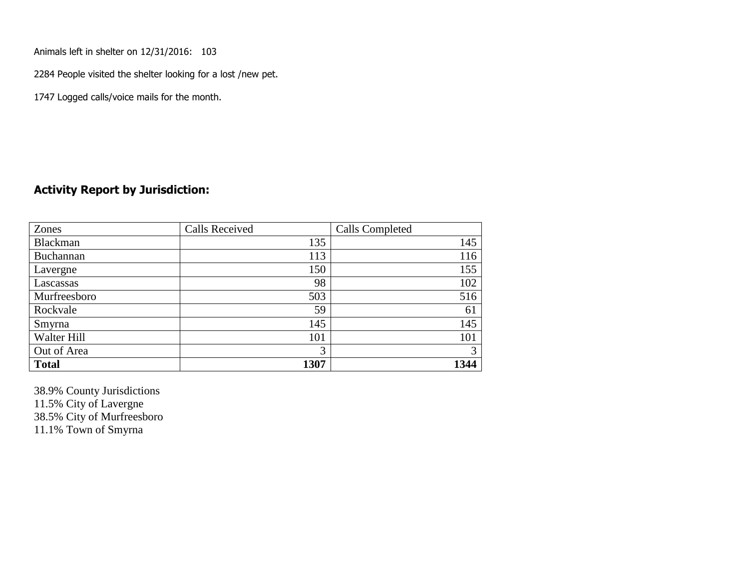Animals left in shelter on 12/31/2016: 103

2284 People visited the shelter looking for a lost /new pet.

1747 Logged calls/voice mails for the month.

## Activity Report by Jurisdiction:

| Zones | Calls Received | Calls Completed |
|---|---|---|
| Blackman | 135 | 145 |
| Buchannan | 113 | 116 |
| Lavergne | 150 | 155 |
| Lascassas | 98 | 102 |
| Murfreesboro | 503 | 516 |
| Rockvale | 59 | 61 |
| Smyrna | 145 | 145 |
| Walter Hill | 101 | 101 |
| Out of Area | 3 | 3 |
| **Total** | **1307** | **1344** |

38.9% County Jurisdictions
11.5% City of Lavergne
38.5% City of Murfreesboro
11.1% Town of Smyrna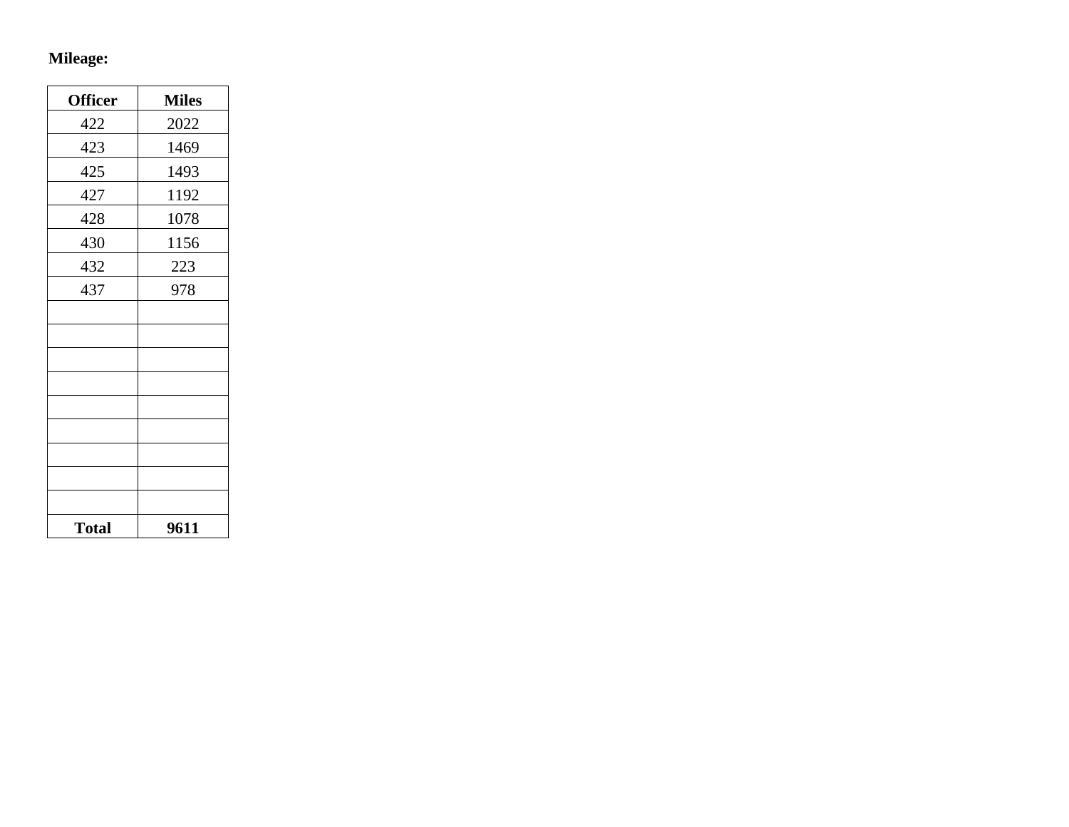**Mileage:**

| Officer | Miles |
|---|---|
| 422 | 2022 |
| 423 | 1469 |
| 425 | 1493 |
| 427 | 1192 |
| 428 | 1078 |
| 430 | 1156 |
| 432 | 223 |
| 437 | 978 |
| | |
| | |
| | |
| | |
| | |
| | |
| | |
| | |
| | |
| **Total** | **9611** |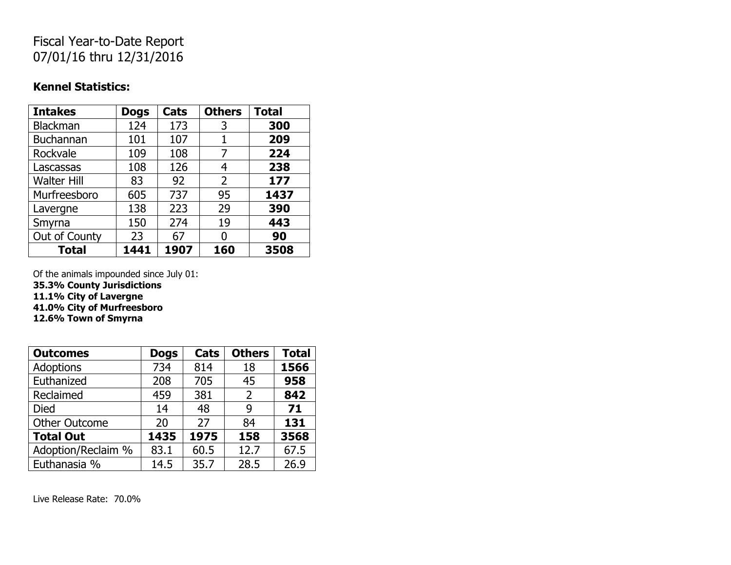Fiscal Year-to-Date Report
07/01/16 thru 12/31/2016

**Kennel Statistics:**

| Intakes | Dogs | Cats | Others | Total |
|---|---|---|---|---|
| Blackman | 124 | 173 | 3 | **300** |
| Buchannan | 101 | 107 | 1 | **209** |
| Rockvale | 109 | 108 | 7 | **224** |
| Lascassas | 108 | 126 | 4 | **238** |
| Walter Hill | 83 | 92 | 2 | **177** |
| Murfreesboro | 605 | 737 | 95 | **1437** |
| Lavergne | 138 | 223 | 29 | **390** |
| Smyrna | 150 | 274 | 19 | **443** |
| Out of County | 23 | 67 | 0 | **90** |
| **Total** | **1441** | **1907** | **160** | **3508** |

Of the animals impounded since July 01:
**35.3% County Jurisdictions**
**11.1% City of Lavergne**
**41.0% City of Murfreesboro**
**12.6% Town of Smyrna**

| Outcomes | Dogs | Cats | Others | Total |
|---|---|---|---|---|
| Adoptions | 734 | 814 | 18 | **1566** |
| Euthanized | 208 | 705 | 45 | **958** |
| Reclaimed | 459 | 381 | 2 | **842** |
| Died | 14 | 48 | 9 | **71** |
| Other Outcome | 20 | 27 | 84 | **131** |
| **Total Out** | **1435** | **1975** | **158** | **3568** |
| Adoption/Reclaim % | 83.1 | 60.5 | 12.7 | 67.5 |
| Euthanasia % | 14.5 | 35.7 | 28.5 | 26.9 |

Live Release Rate: 70.0%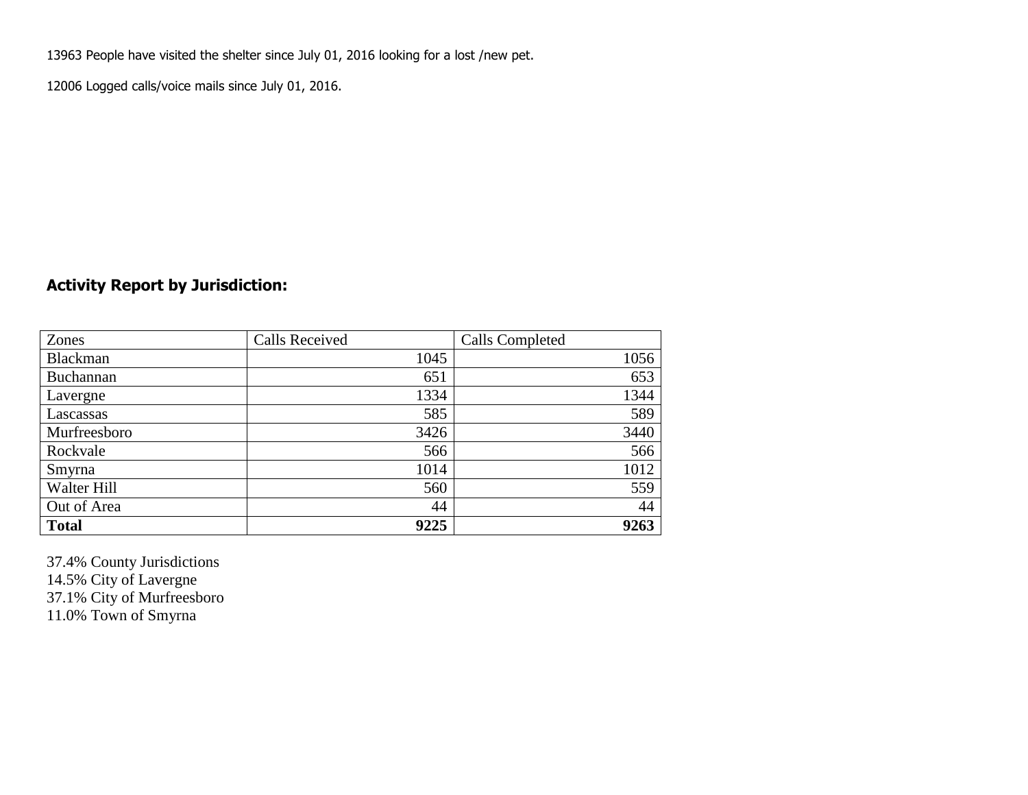13963 People have visited the shelter since July 01, 2016 looking for a lost /new pet.

12006 Logged calls/voice mails since July 01, 2016.

## Activity Report by Jurisdiction:

| Zones | Calls Received | Calls Completed |
|---|---|---|
| Blackman | 1045 | 1056 |
| Buchannan | 651 | 653 |
| Lavergne | 1334 | 1344 |
| Lascassas | 585 | 589 |
| Murfreesboro | 3426 | 3440 |
| Rockvale | 566 | 566 |
| Smyrna | 1014 | 1012 |
| Walter Hill | 560 | 559 |
| Out of Area | 44 | 44 |
| **Total** | **9225** | **9263** |

37.4% County Jurisdictions  
14.5% City of Lavergne  
37.1% City of Murfreesboro  
11.0% Town of Smyrna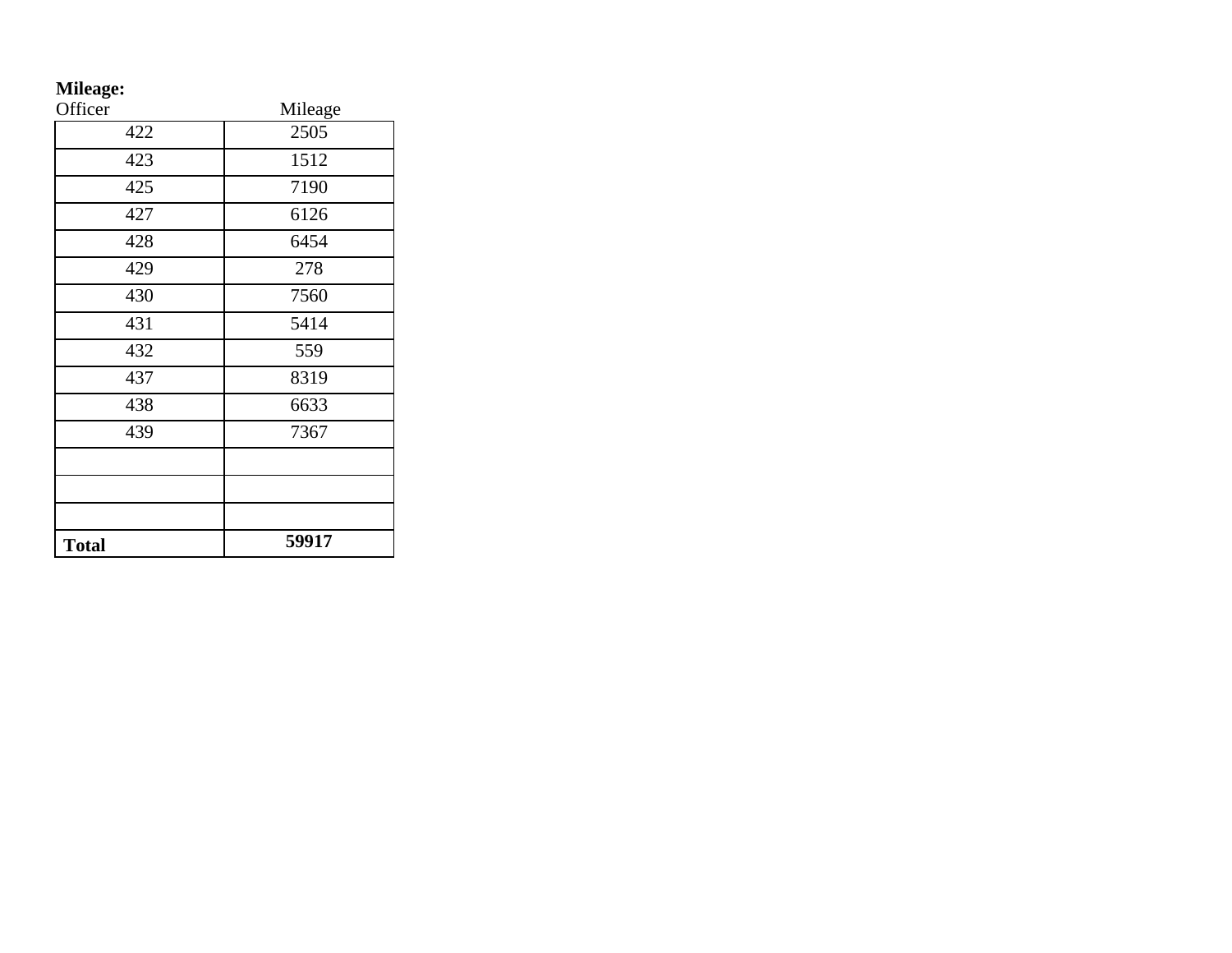**Mileage:**

| Officer | Mileage |
|---|---|
| 422 | 2505 |
| 423 | 1512 |
| 425 | 7190 |
| 427 | 6126 |
| 428 | 6454 |
| 429 | 278 |
| 430 | 7560 |
| 431 | 5414 |
| 432 | 559 |
| 437 | 8319 |
| 438 | 6633 |
| 439 | 7367 |
| | |
| | |
| | |
| **Total** | **59917** |